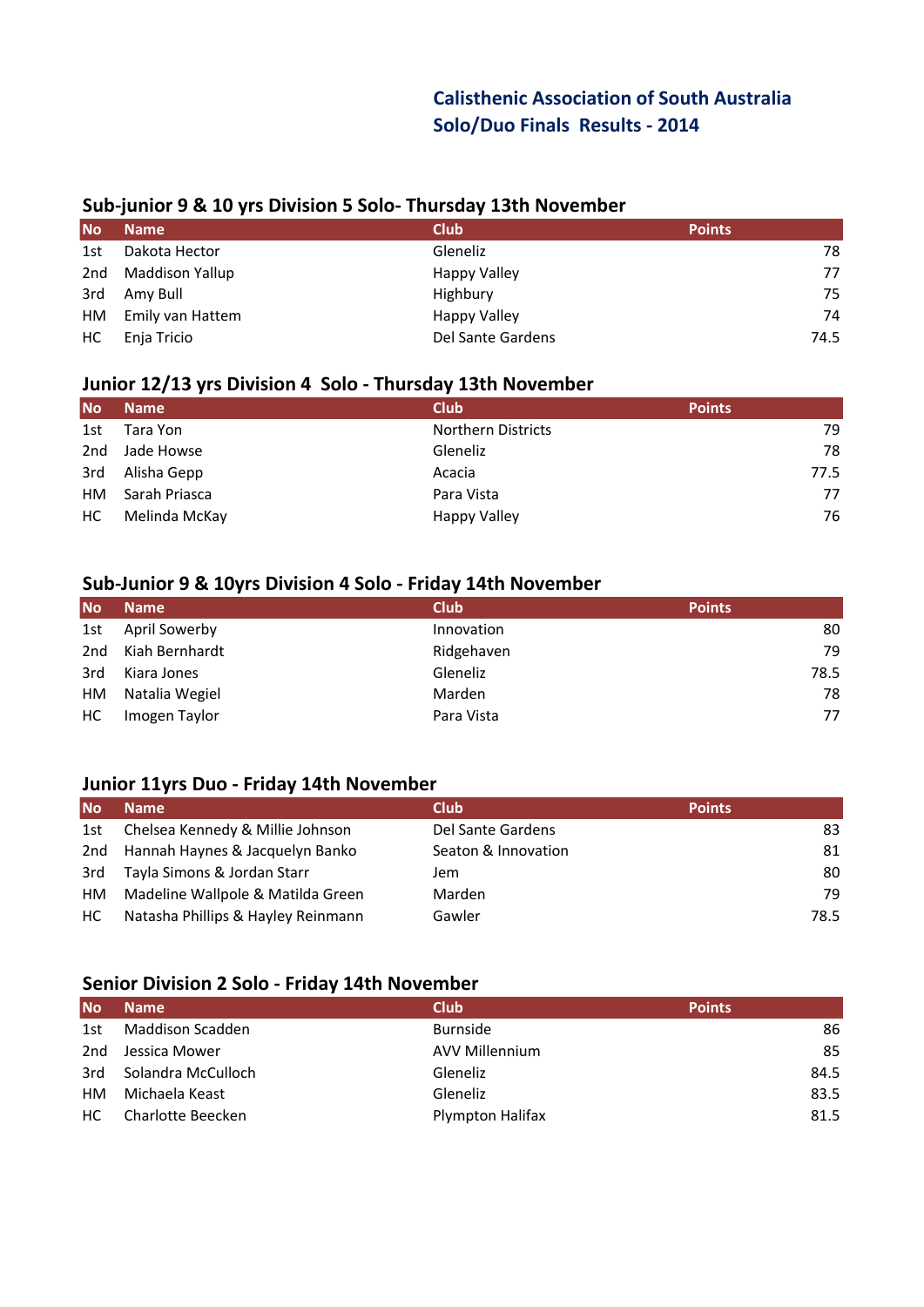# Calisthenic Association of South Australia
# Solo/Duo Finals Results - 2014

## Sub-junior 9 & 10 yrs Division 5 Solo- Thursday 13th November

| No | Name | Club | Points |
|---|---|---|---|
| 1st | Dakota Hector | Gleneliz | 78 |
| 2nd | Maddison Yallup | Happy Valley | 77 |
| 3rd | Amy Bull | Highbury | 75 |
| HM | Emily van Hattem | Happy Valley | 74 |
| HC | Enja Tricio | Del Sante Gardens | 74.5 |

## Junior 12/13 yrs Division 4 Solo - Thursday 13th November

| No | Name | Club | Points |
|---|---|---|---|
| 1st | Tara Yon | Northern Districts | 79 |
| 2nd | Jade Howse | Gleneliz | 78 |
| 3rd | Alisha Gepp | Acacia | 77.5 |
| HM | Sarah Priasca | Para Vista | 77 |
| HC | Melinda McKay | Happy Valley | 76 |

## Sub-Junior 9 & 10yrs Division 4 Solo - Friday 14th November

| No | Name | Club | Points |
|---|---|---|---|
| 1st | April Sowerby | Innovation | 80 |
| 2nd | Kiah Bernhardt | Ridgehaven | 79 |
| 3rd | Kiara Jones | Gleneliz | 78.5 |
| HM | Natalia Wegiel | Marden | 78 |
| HC | Imogen Taylor | Para Vista | 77 |

## Junior 11yrs Duo - Friday 14th November

| No | Name | Club | Points |
|---|---|---|---|
| 1st | Chelsea Kennedy & Millie Johnson | Del Sante Gardens | 83 |
| 2nd | Hannah Haynes & Jacquelyn Banko | Seaton & Innovation | 81 |
| 3rd | Tayla Simons & Jordan Starr | Jem | 80 |
| HM | Madeline Wallpole & Matilda Green | Marden | 79 |
| HC | Natasha Phillips & Hayley Reinmann | Gawler | 78.5 |

## Senior Division 2 Solo - Friday 14th November

| No | Name | Club | Points |
|---|---|---|---|
| 1st | Maddison Scadden | Burnside | 86 |
| 2nd | Jessica Mower | AVV Millennium | 85 |
| 3rd | Solandra McCulloch | Gleneliz | 84.5 |
| HM | Michaela Keast | Gleneliz | 83.5 |
| HC | Charlotte Beecken | Plympton Halifax | 81.5 |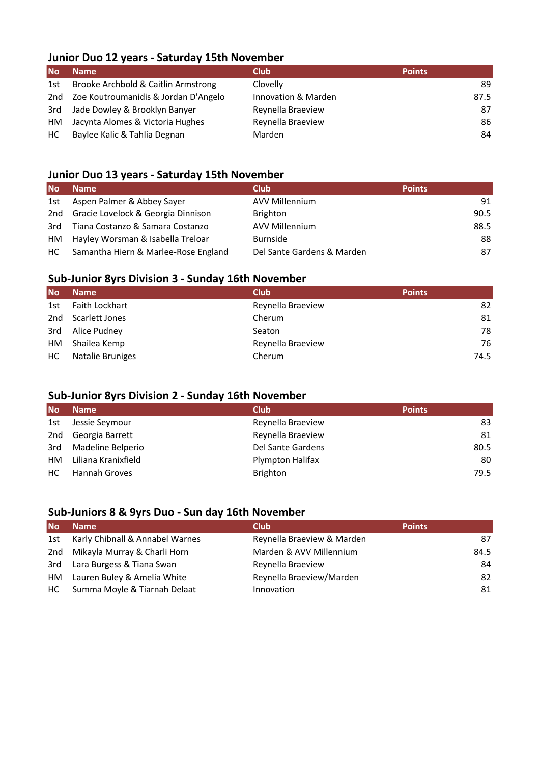## Junior Duo 12 years - Saturday 15th November

| No | Name | Club | Points |
|---|---|---|---|
| 1st | Brooke Archbold & Caitlin Armstrong | Clovelly | 89 |
| 2nd | Zoe Koutroumanidis & Jordan D'Angelo | Innovation & Marden | 87.5 |
| 3rd | Jade Dowley & Brooklyn Banyer | Reynella Braeview | 87 |
| HM | Jacynta Alomes & Victoria Hughes | Reynella Braeview | 86 |
| HC | Baylee Kalic & Tahlia Degnan | Marden | 84 |

## Junior Duo 13 years - Saturday 15th November

| No | Name | Club | Points |
|---|---|---|---|
| 1st | Aspen Palmer & Abbey Sayer | AVV Millennium | 91 |
| 2nd | Gracie Lovelock & Georgia Dinnison | Brighton | 90.5 |
| 3rd | Tiana Costanzo & Samara Costanzo | AVV Millennium | 88.5 |
| HM | Hayley Worsman & Isabella Treloar | Burnside | 88 |
| HC | Samantha Hiern & Marlee-Rose England | Del Sante Gardens & Marden | 87 |

## Sub-Junior 8yrs Division 3 - Sunday 16th November

| No | Name | Club | Points |
|---|---|---|---|
| 1st | Faith Lockhart | Reynella Braeview | 82 |
| 2nd | Scarlett Jones | Cherum | 81 |
| 3rd | Alice Pudney | Seaton | 78 |
| HM | Shailea Kemp | Reynella Braeview | 76 |
| HC | Natalie Bruniges | Cherum | 74.5 |

## Sub-Junior 8yrs Division 2 - Sunday 16th November

| No | Name | Club | Points |
|---|---|---|---|
| 1st | Jessie Seymour | Reynella Braeview | 83 |
| 2nd | Georgia Barrett | Reynella Braeview | 81 |
| 3rd | Madeline Belperio | Del Sante Gardens | 80.5 |
| HM | Liliana Kranixfield | Plympton Halifax | 80 |
| HC | Hannah Groves | Brighton | 79.5 |

## Sub-Juniors 8 & 9yrs Duo - Sun day 16th November

| No | Name | Club | Points |
|---|---|---|---|
| 1st | Karly Chibnall & Annabel Warnes | Reynella Braeview & Marden | 87 |
| 2nd | Mikayla Murray & Charli Horn | Marden & AVV Millennium | 84.5 |
| 3rd | Lara Burgess & Tiana Swan | Reynella Braeview | 84 |
| HM | Lauren Buley & Amelia White | Reynella Braeview/Marden | 82 |
| HC | Summa Moyle & Tiarnah Delaat | Innovation | 81 |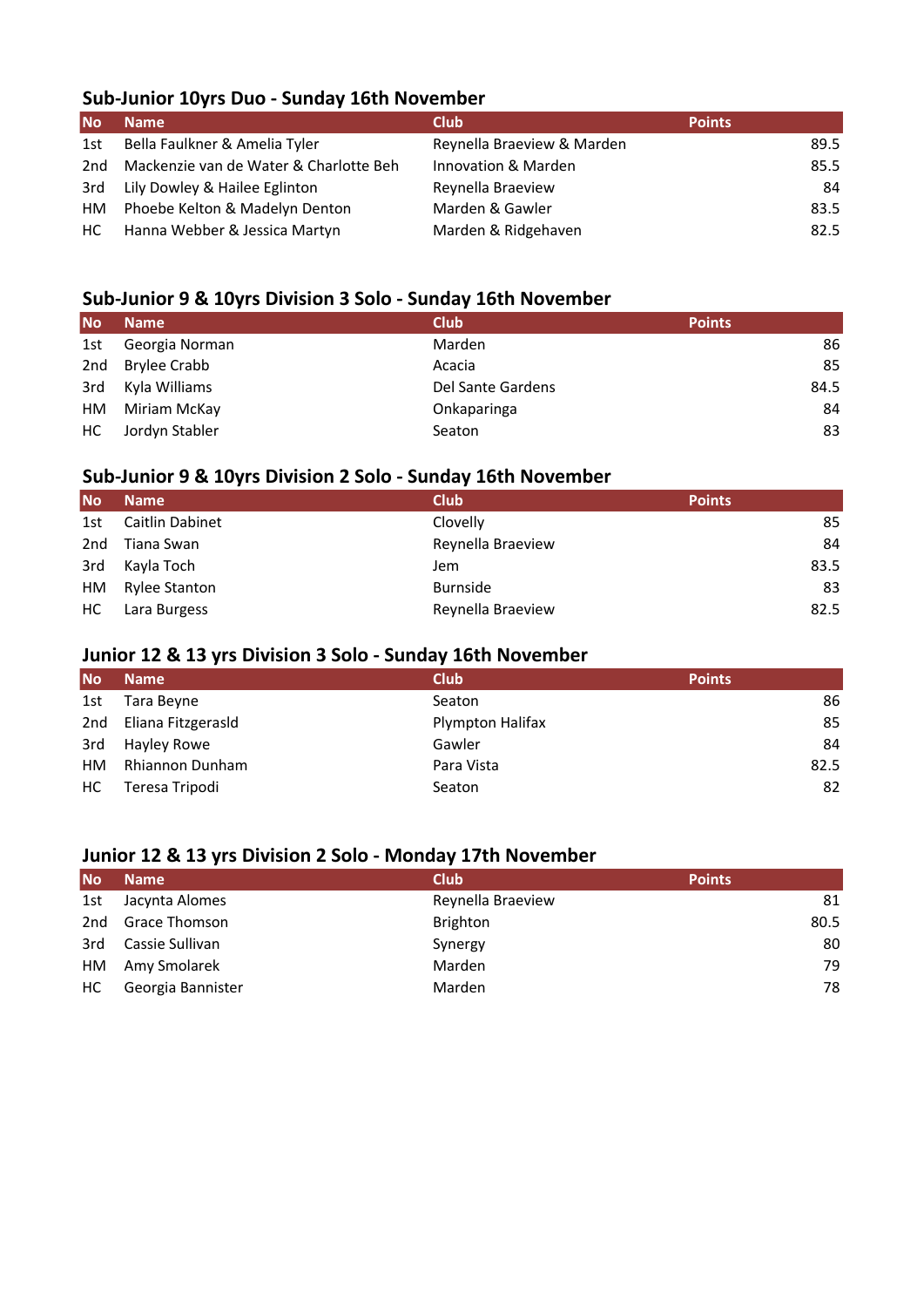## Sub-Junior 10yrs Duo - Sunday 16th November

| No | Name | Club | Points |
|---|---|---|---|
| 1st | Bella Faulkner & Amelia Tyler | Reynella Braeview & Marden | 89.5 |
| 2nd | Mackenzie van de Water & Charlotte Beh | Innovation & Marden | 85.5 |
| 3rd | Lily Dowley & Hailee Eglinton | Reynella Braeview | 84 |
| HM | Phoebe Kelton & Madelyn Denton | Marden & Gawler | 83.5 |
| HC | Hanna Webber & Jessica Martyn | Marden & Ridgehaven | 82.5 |

## Sub-Junior 9 & 10yrs Division 3 Solo - Sunday 16th November

| No | Name | Club | Points |
|---|---|---|---|
| 1st | Georgia Norman | Marden | 86 |
| 2nd | Brylee Crabb | Acacia | 85 |
| 3rd | Kyla Williams | Del Sante Gardens | 84.5 |
| HM | Miriam McKay | Onkaparinga | 84 |
| HC | Jordyn Stabler | Seaton | 83 |

## Sub-Junior 9 & 10yrs Division 2 Solo - Sunday 16th November

| No | Name | Club | Points |
|---|---|---|---|
| 1st | Caitlin Dabinet | Clovelly | 85 |
| 2nd | Tiana Swan | Reynella Braeview | 84 |
| 3rd | Kayla Toch | Jem | 83.5 |
| HM | Rylee Stanton | Burnside | 83 |
| HC | Lara Burgess | Reynella Braeview | 82.5 |

## Junior 12 & 13 yrs Division 3 Solo - Sunday 16th November

| No | Name | Club | Points |
|---|---|---|---|
| 1st | Tara Beyne | Seaton | 86 |
| 2nd | Eliana Fitzgerasld | Plympton Halifax | 85 |
| 3rd | Hayley Rowe | Gawler | 84 |
| HM | Rhiannon Dunham | Para Vista | 82.5 |
| HC | Teresa Tripodi | Seaton | 82 |

## Junior 12 & 13 yrs Division 2 Solo - Monday 17th November

| No | Name | Club | Points |
|---|---|---|---|
| 1st | Jacynta Alomes | Reynella Braeview | 81 |
| 2nd | Grace Thomson | Brighton | 80.5 |
| 3rd | Cassie Sullivan | Synergy | 80 |
| HM | Amy Smolarek | Marden | 79 |
| HC | Georgia Bannister | Marden | 78 |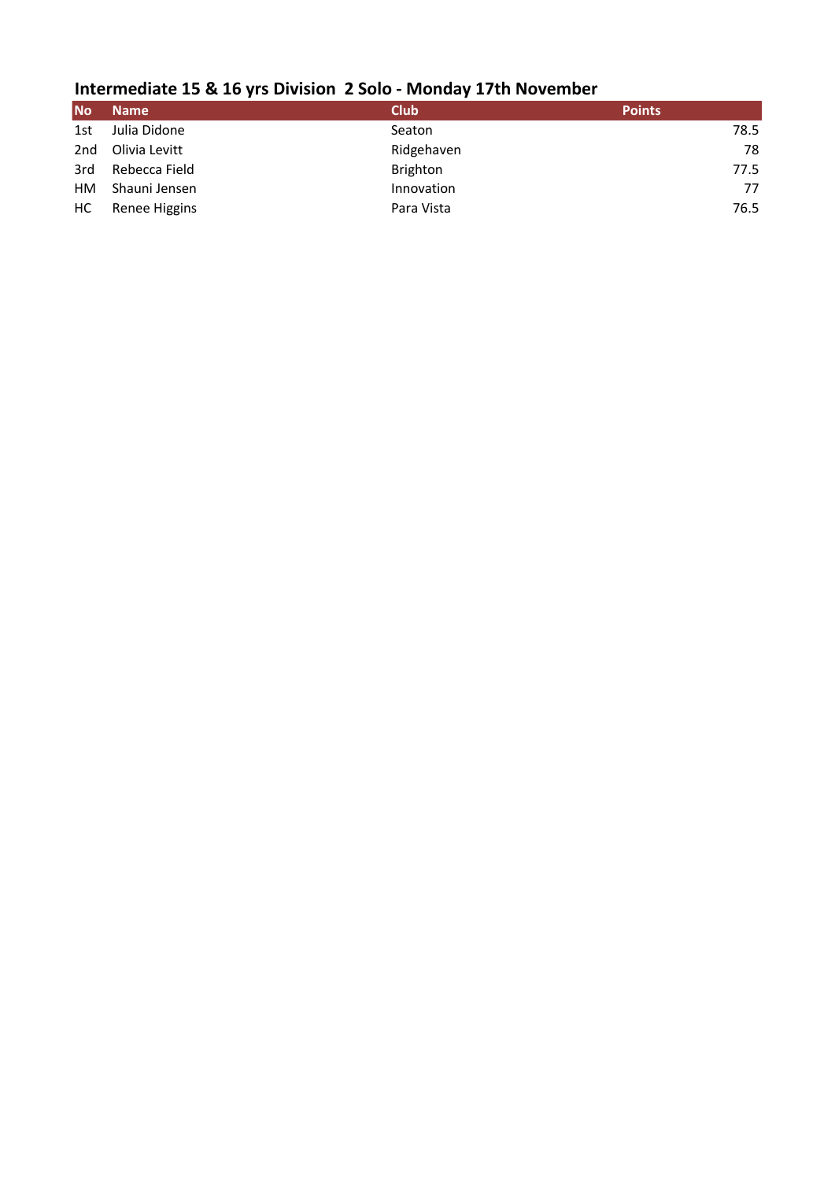## Intermediate 15 & 16 yrs Division 2 Solo - Monday 17th November

| No | Name | Club | Points |
|---|---|---|---|
| 1st | Julia Didone | Seaton | 78.5 |
| 2nd | Olivia Levitt | Ridgehaven | 78 |
| 3rd | Rebecca Field | Brighton | 77.5 |
| HM | Shauni Jensen | Innovation | 77 |
| HC | Renee Higgins | Para Vista | 76.5 |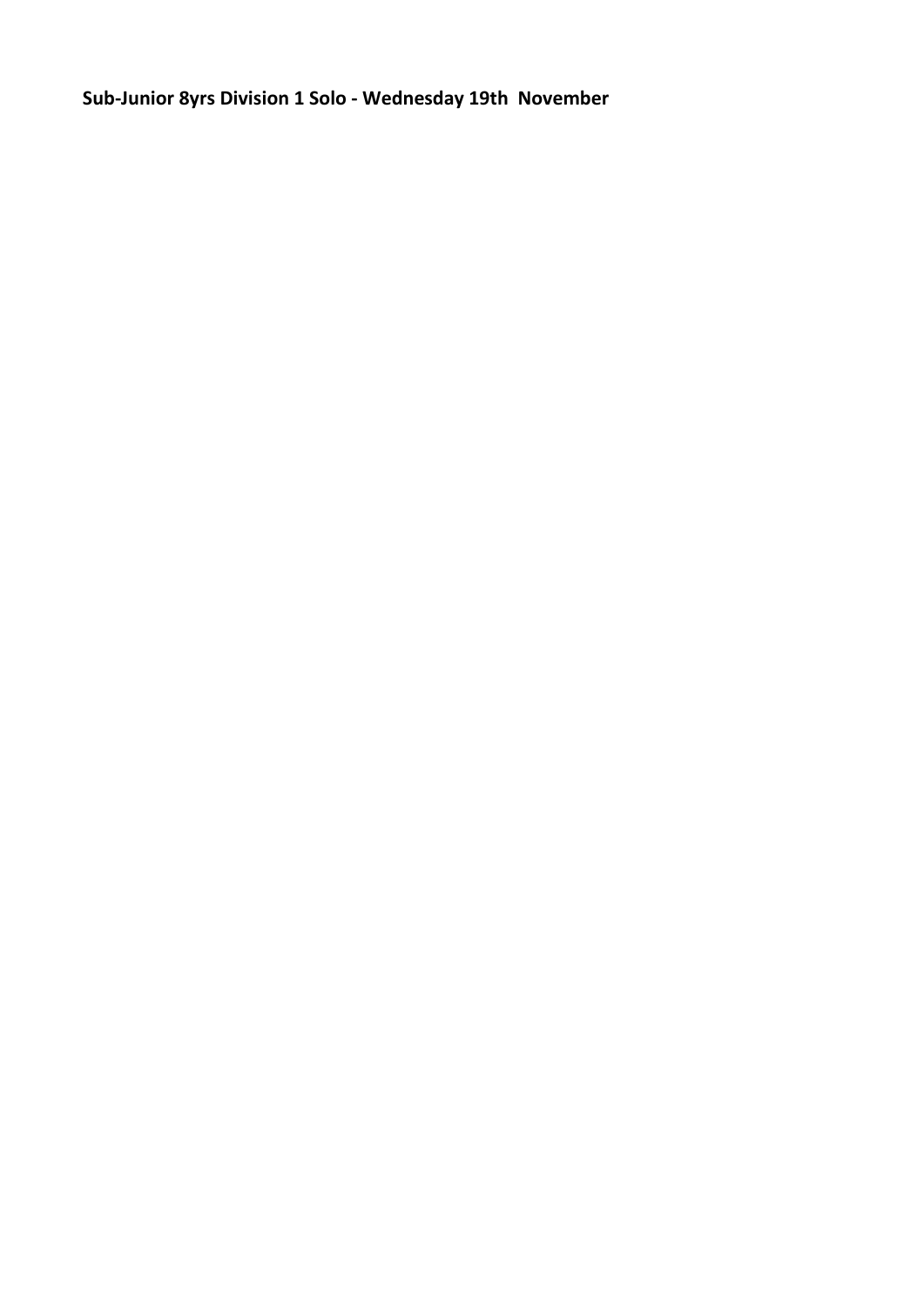**Sub-Junior 8yrs Division 1 Solo - Wednesday 19th November**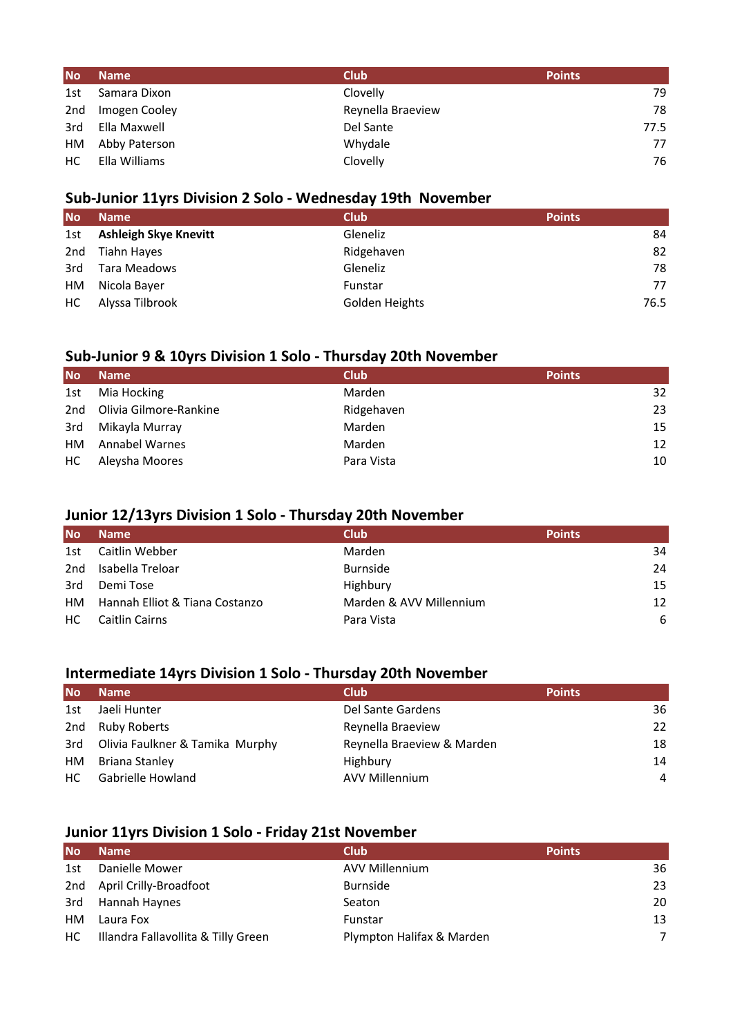| No | Name | Club | Points |
|---|---|---|---|
| 1st | Samara Dixon | Clovelly | 79 |
| 2nd | Imogen Cooley | Reynella Braeview | 78 |
| 3rd | Ella Maxwell | Del Sante | 77.5 |
| HM | Abby Paterson | Whydale | 77 |
| HC | Ella Williams | Clovelly | 76 |

## Sub-Junior 11yrs Division 2 Solo - Wednesday 19th November

| No | Name | Club | Points |
|---|---|---|---|
| 1st | **Ashleigh Skye Knevitt** | Gleneliz | 84 |
| 2nd | Tiahn Hayes | Ridgehaven | 82 |
| 3rd | Tara Meadows | Gleneliz | 78 |
| HM | Nicola Bayer | Funstar | 77 |
| HC | Alyssa Tilbrook | Golden Heights | 76.5 |

## Sub-Junior 9 & 10yrs Division 1 Solo - Thursday 20th November

| No | Name | Club | Points |
|---|---|---|---|
| 1st | Mia Hocking | Marden | 32 |
| 2nd | Olivia Gilmore-Rankine | Ridgehaven | 23 |
| 3rd | Mikayla Murray | Marden | 15 |
| HM | Annabel Warnes | Marden | 12 |
| HC | Aleysha Moores | Para Vista | 10 |

## Junior 12/13yrs Division 1 Solo - Thursday 20th November

| No | Name | Club | Points |
|---|---|---|---|
| 1st | Caitlin Webber | Marden | 34 |
| 2nd | Isabella Treloar | Burnside | 24 |
| 3rd | Demi Tose | Highbury | 15 |
| HM | Hannah Elliot & Tiana Costanzo | Marden & AVV Millennium | 12 |
| HC | Caitlin Cairns | Para Vista | 6 |

## Intermediate 14yrs Division 1 Solo - Thursday 20th November

| No | Name | Club | Points |
|---|---|---|---|
| 1st | Jaeli Hunter | Del Sante Gardens | 36 |
| 2nd | Ruby Roberts | Reynella Braeview | 22 |
| 3rd | Olivia Faulkner & Tamika Murphy | Reynella Braeview & Marden | 18 |
| HM | Briana Stanley | Highbury | 14 |
| HC | Gabrielle Howland | AVV Millennium | 4 |

## Junior 11yrs Division 1 Solo - Friday 21st November

| No | Name | Club | Points |
|---|---|---|---|
| 1st | Danielle Mower | AVV Millennium | 36 |
| 2nd | April Crilly-Broadfoot | Burnside | 23 |
| 3rd | Hannah Haynes | Seaton | 20 |
| HM | Laura Fox | Funstar | 13 |
| HC | Illandra Fallavollita & Tilly Green | Plympton Halifax & Marden | 7 |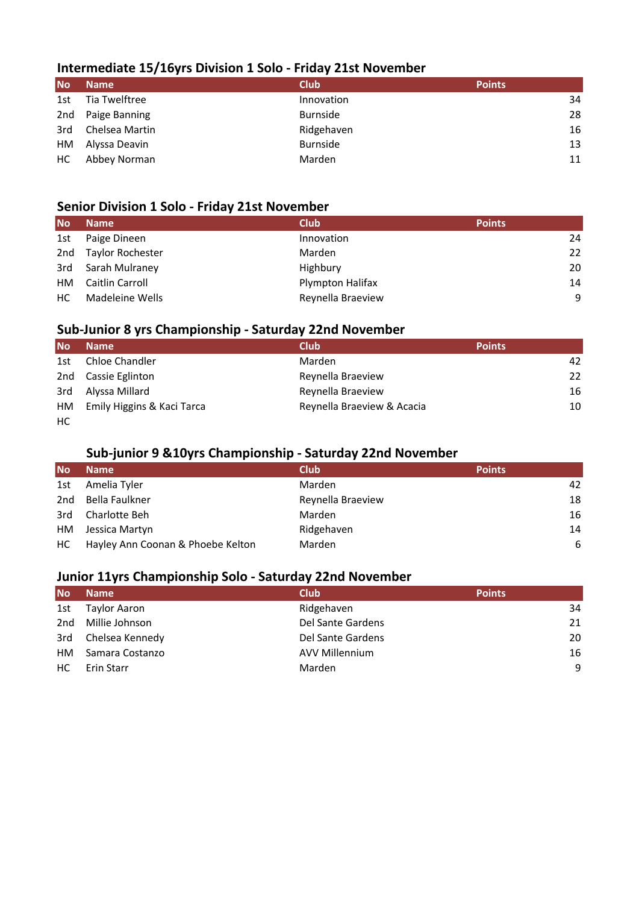## Intermediate 15/16yrs Division 1 Solo - Friday 21st November

| No | Name | Club | Points |
|---|---|---|---|
| 1st | Tia Twelftree | Innovation | 34 |
| 2nd | Paige Banning | Burnside | 28 |
| 3rd | Chelsea Martin | Ridgehaven | 16 |
| HM | Alyssa Deavin | Burnside | 13 |
| HC | Abbey Norman | Marden | 11 |

## Senior Division 1 Solo - Friday 21st November

| No | Name | Club | Points |
|---|---|---|---|
| 1st | Paige Dineen | Innovation | 24 |
| 2nd | Taylor Rochester | Marden | 22 |
| 3rd | Sarah Mulraney | Highbury | 20 |
| HM | Caitlin Carroll | Plympton Halifax | 14 |
| HC | Madeleine Wells | Reynella Braeview | 9 |

## Sub-Junior 8 yrs Championship - Saturday 22nd November

| No | Name | Club | Points |
|---|---|---|---|
| 1st | Chloe Chandler | Marden | 42 |
| 2nd | Cassie Eglinton | Reynella Braeview | 22 |
| 3rd | Alyssa Millard | Reynella Braeview | 16 |
| HM | Emily Higgins & Kaci Tarca | Reynella Braeview & Acacia | 10 |
| HC | | | |

## Sub-junior 9 &10yrs Championship - Saturday 22nd November

| No | Name | Club | Points |
|---|---|---|---|
| 1st | Amelia Tyler | Marden | 42 |
| 2nd | Bella Faulkner | Reynella Braeview | 18 |
| 3rd | Charlotte Beh | Marden | 16 |
| HM | Jessica Martyn | Ridgehaven | 14 |
| HC | Hayley Ann Coonan & Phoebe Kelton | Marden | 6 |

## Junior 11yrs Championship Solo - Saturday 22nd November

| No | Name | Club | Points |
|---|---|---|---|
| 1st | Taylor Aaron | Ridgehaven | 34 |
| 2nd | Millie Johnson | Del Sante Gardens | 21 |
| 3rd | Chelsea Kennedy | Del Sante Gardens | 20 |
| HM | Samara Costanzo | AVV Millennium | 16 |
| HC | Erin Starr | Marden | 9 |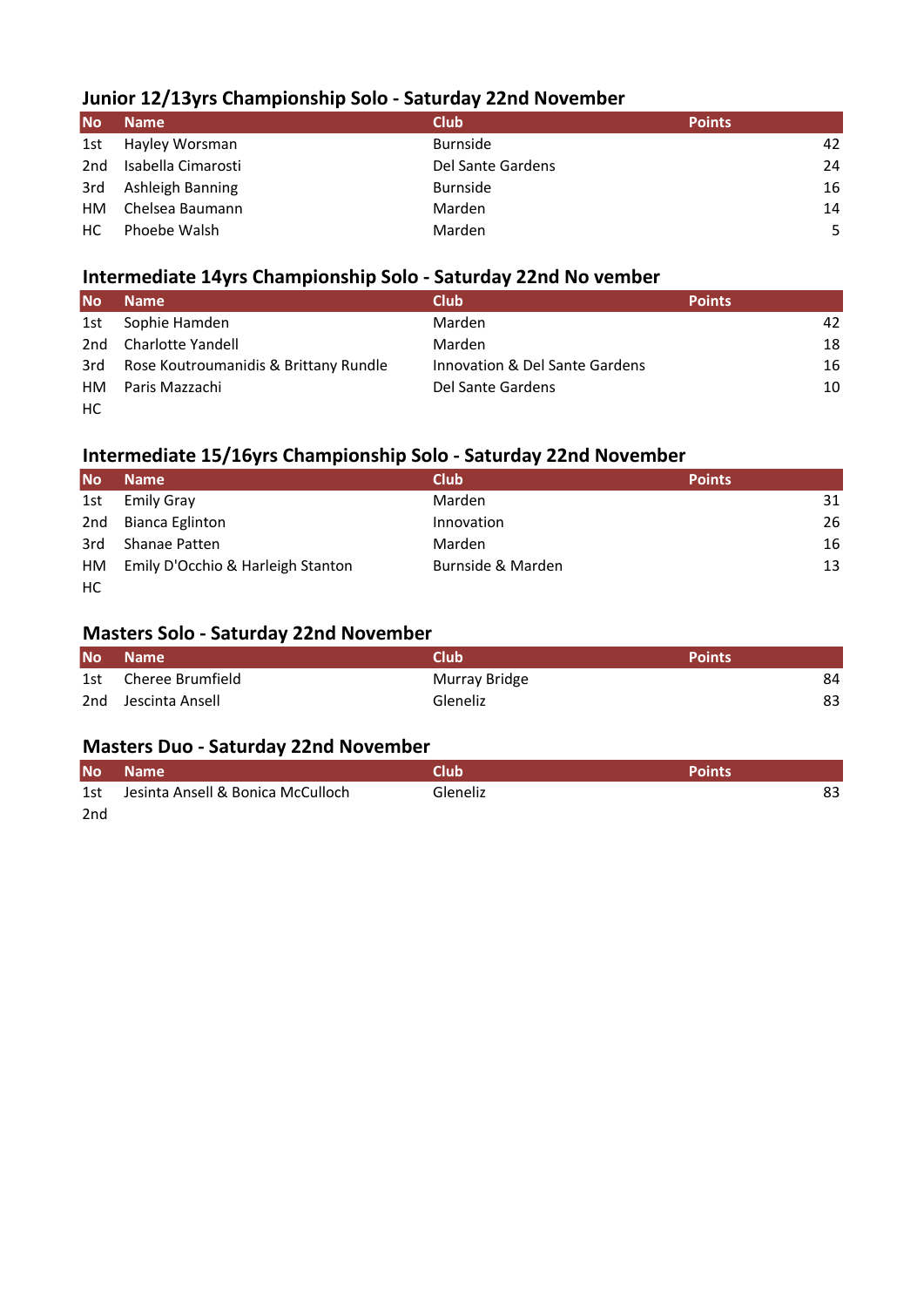### Junior 12/13yrs Championship Solo - Saturday 22nd November

| No | Name | Club | Points |
|---|---|---|---|
| 1st | Hayley Worsman | Burnside | 42 |
| 2nd | Isabella Cimarosti | Del Sante Gardens | 24 |
| 3rd | Ashleigh Banning | Burnside | 16 |
| HM | Chelsea Baumann | Marden | 14 |
| HC | Phoebe Walsh | Marden | 5 |

### Intermediate 14yrs Championship Solo - Saturday 22nd No vember

| No | Name | Club | Points |
|---|---|---|---|
| 1st | Sophie Hamden | Marden | 42 |
| 2nd | Charlotte Yandell | Marden | 18 |
| 3rd | Rose Koutroumanidis & Brittany Rundle | Innovation & Del Sante Gardens | 16 |
| HM | Paris Mazzachi | Del Sante Gardens | 10 |
| HC | | | |

### Intermediate 15/16yrs Championship Solo - Saturday 22nd November

| No | Name | Club | Points |
|---|---|---|---|
| 1st | Emily Gray | Marden | 31 |
| 2nd | Bianca Eglinton | Innovation | 26 |
| 3rd | Shanae Patten | Marden | 16 |
| HM | Emily D'Occhio & Harleigh Stanton | Burnside & Marden | 13 |
| HC | | | |

### Masters Solo - Saturday 22nd November

| No | Name | Club | Points |
|---|---|---|---|
| 1st | Cheree Brumfield | Murray Bridge | 84 |
| 2nd | Jescinta Ansell | Gleneliz | 83 |

### Masters Duo - Saturday 22nd November

| No | Name | Club | Points |
|---|---|---|---|
| 1st | Jesinta Ansell & Bonica McCulloch | Gleneliz | 83 |
| 2nd | | | |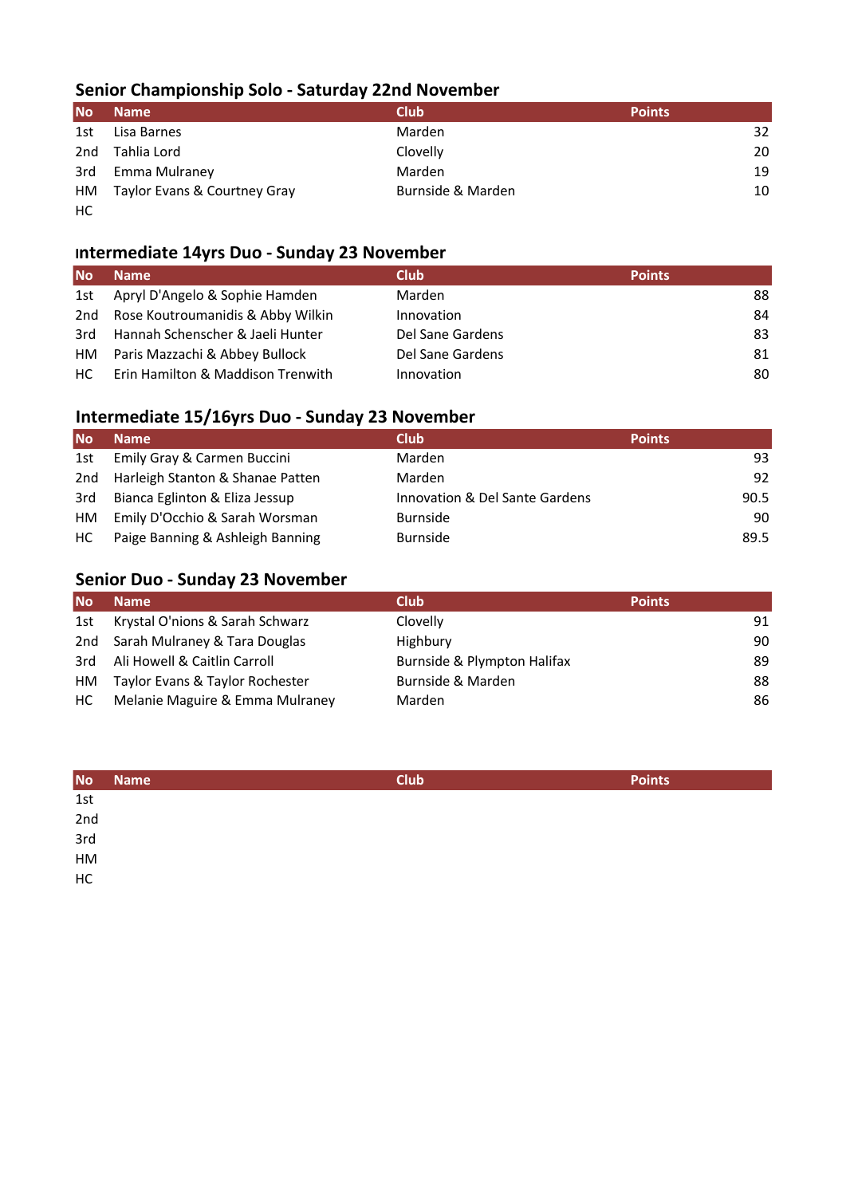## Senior Championship Solo - Saturday 22nd November

| No | Name | Club | Points |
|---|---|---|---|
| 1st | Lisa Barnes | Marden | 32 |
| 2nd | Tahlia Lord | Clovelly | 20 |
| 3rd | Emma Mulraney | Marden | 19 |
| HM | Taylor Evans & Courtney Gray | Burnside & Marden | 10 |
| HC | | | |

## ıntermediate 14yrs Duo - Sunday 23 November

| No | Name | Club | Points |
|---|---|---|---|
| 1st | Apryl D'Angelo & Sophie Hamden | Marden | 88 |
| 2nd | Rose Koutroumanidis & Abby Wilkin | Innovation | 84 |
| 3rd | Hannah Schenscher & Jaeli Hunter | Del Sane Gardens | 83 |
| HM | Paris Mazzachi & Abbey Bullock | Del Sane Gardens | 81 |
| HC | Erin Hamilton & Maddison Trenwith | Innovation | 80 |

## Intermediate 15/16yrs Duo - Sunday 23 November

| No | Name | Club | Points |
|---|---|---|---|
| 1st | Emily Gray & Carmen Buccini | Marden | 93 |
| 2nd | Harleigh Stanton & Shanae Patten | Marden | 92 |
| 3rd | Bianca Eglinton & Eliza Jessup | Innovation & Del Sante Gardens | 90.5 |
| HM | Emily D'Occhio & Sarah Worsman | Burnside | 90 |
| HC | Paige Banning & Ashleigh Banning | Burnside | 89.5 |

## Senior Duo - Sunday 23 November

| No | Name | Club | Points |
|---|---|---|---|
| 1st | Krystal O'nions & Sarah Schwarz | Clovelly | 91 |
| 2nd | Sarah Mulraney & Tara Douglas | Highbury | 90 |
| 3rd | Ali Howell & Caitlin Carroll | Burnside & Plympton Halifax | 89 |
| HM | Taylor Evans & Taylor Rochester | Burnside & Marden | 88 |
| HC | Melanie Maguire & Emma Mulraney | Marden | 86 |

| No | Name | Club | Points |
|---|---|---|---|
| 1st | | | |
| 2nd | | | |
| 3rd | | | |
| HM | | | |
| HC | | | |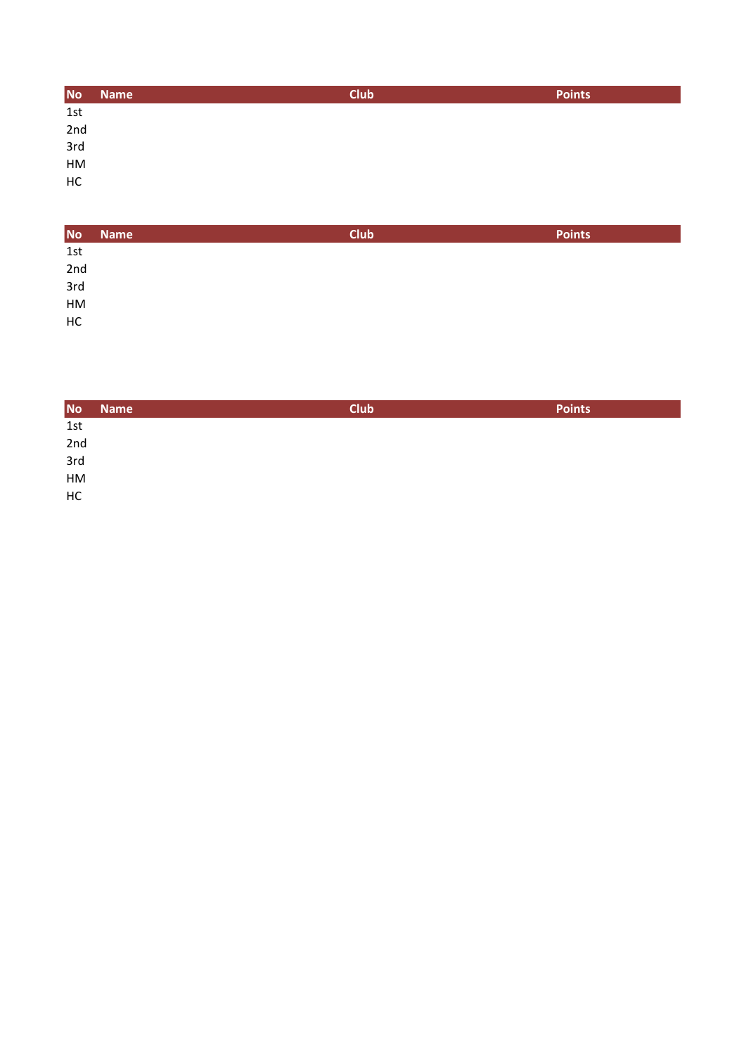| No | Name | Club | Points |
| --- | --- | --- | --- |
| 1st | | | |
| 2nd | | | |
| 3rd | | | |
| HM | | | |
| HC | | | |

| No | Name | Club | Points |
| --- | --- | --- | --- |
| 1st | | | |
| 2nd | | | |
| 3rd | | | |
| HM | | | |
| HC | | | |

| No | Name | Club | Points |
| --- | --- | --- | --- |
| 1st | | | |
| 2nd | | | |
| 3rd | | | |
| HM | | | |
| HC | | | |